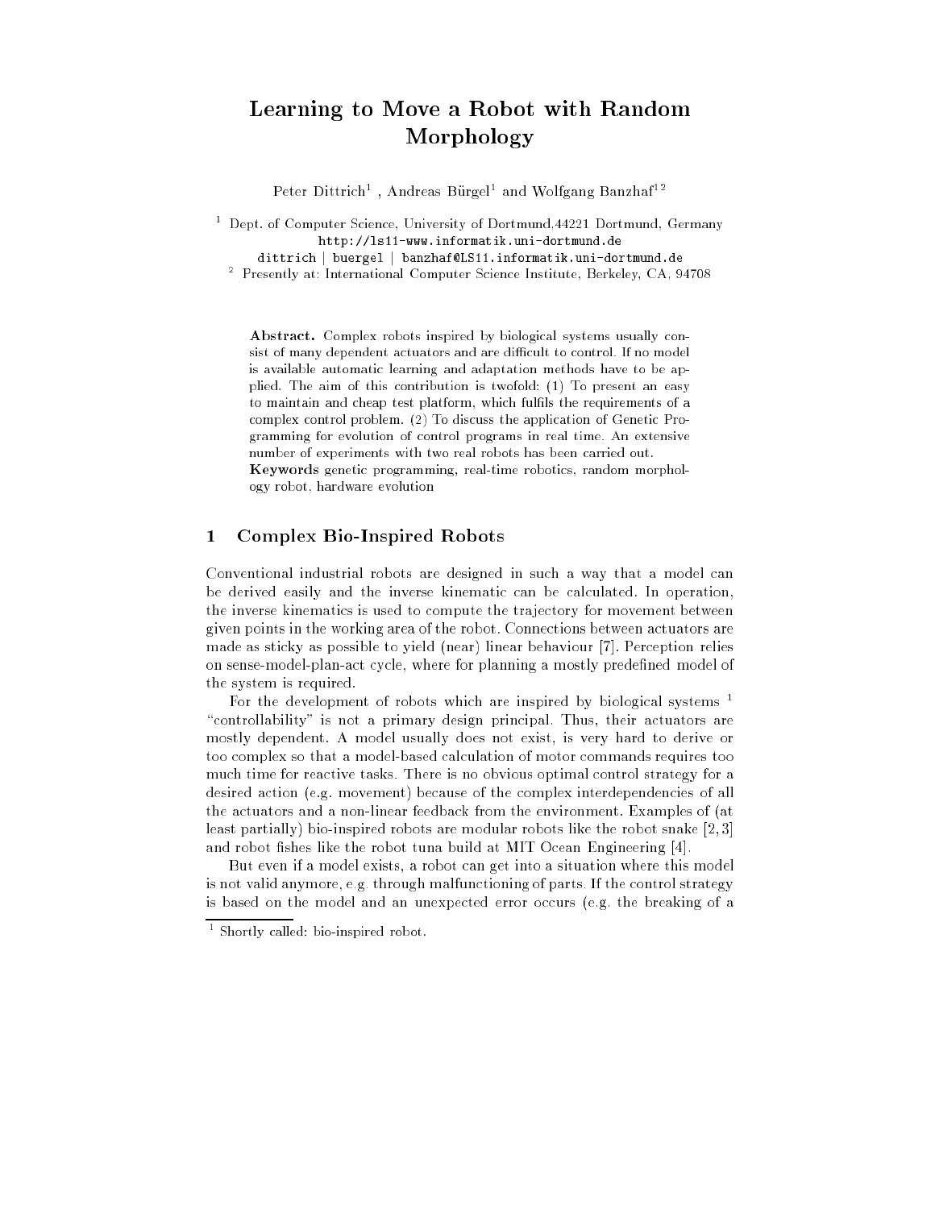# Learning to Move a Robot with Random Morphology

Peter Dittrich[1] , Andreas Bürgel[1] and Wolfgang Banzhaf[1,2]

[1] Dept. of Computer Science, University of Dortmund,44221 Dortmund, Germany
http://ls11-www.informatik.uni-dortmund.de
dittrich | buergel | banzhaf@LS11.informatik.uni-dortmund.de

[2] Presently at: International Computer Science Institute, Berkeley, CA, 94708

**Abstract.** Complex robots inspired by biological systems usually consist of many dependent actuators and are difficult to control. If no model is available automatic learning and adaptation methods have to be applied. The aim of this contribution is twofold: (1) To present an easy to maintain and cheap test platform, which fulfils the requirements of a complex control problem. (2) To discuss the application of Genetic Programming for evolution of control programs in real time. An extensive number of experiments with two real robots has been carried out.

**Keywords** genetic programming, real-time robotics, random morphology robot, hardware evolution

## 1 Complex Bio-Inspired Robots

Conventional industrial robots are designed in such a way that a model can be derived easily and the inverse kinematic can be calculated. In operation, the inverse kinematics is used to compute the trajectory for movement between given points in the working area of the robot. Connections between actuators are made as sticky as possible to yield (near) linear behaviour [7]. Perception relies on sense-model-plan-act cycle, where for planning a mostly predefined model of the system is required.

For the development of robots which are inspired by biological systems [1] "controllability" is not a primary design principal. Thus, their actuators are mostly dependent. A model usually does not exist, is very hard to derive or too complex so that a model-based calculation of motor commands requires too much time for reactive tasks. There is no obvious optimal control strategy for a desired action (e.g. movement) because of the complex interdependencies of all the actuators and a non-linear feedback from the environment. Examples of (at least partially) bio-inspired robots are modular robots like the robot snake [2, 3] and robot fishes like the robot tuna build at MIT Ocean Engineering [4].

But even if a model exists, a robot can get into a situation where this model is not valid anymore, e.g. through malfunctioning of parts. If the control strategy is based on the model and an unexpected error occurs (e.g. the breaking of a

[1] Shortly called: bio-inspired robot.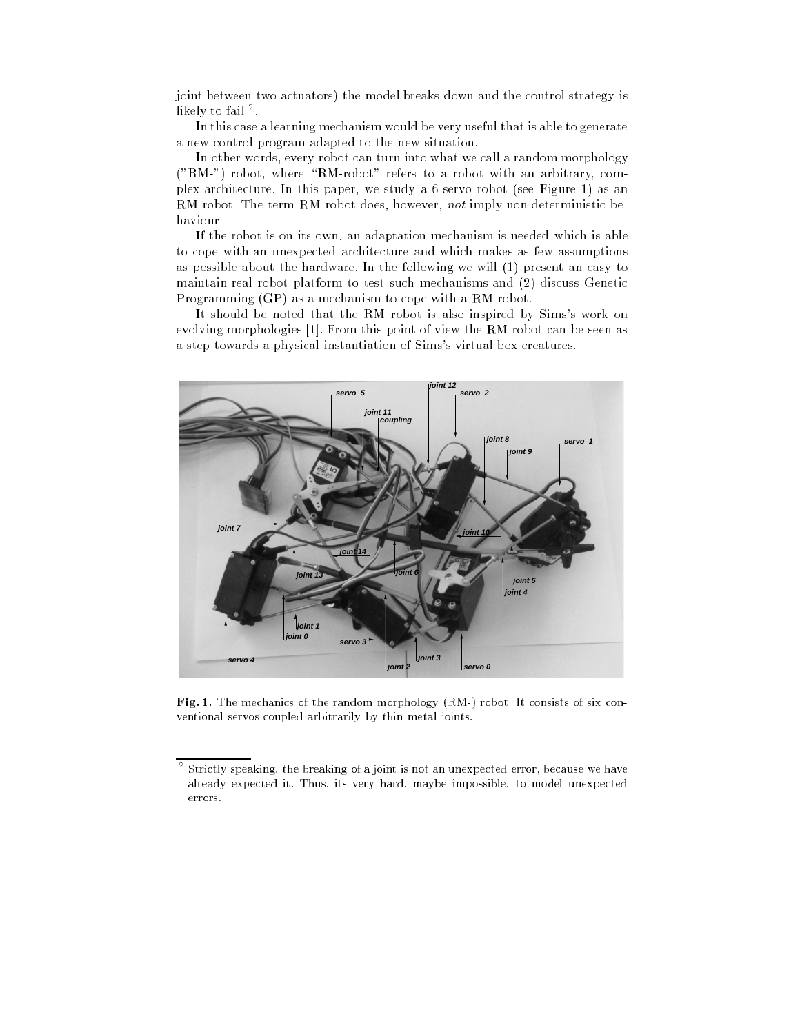joint between two actuators) the model breaks down and the control strategy is likely to fail [2].

In this case a learning mechanism would be very useful that is able to generate a new control program adapted to the new situation.

In other words, every robot can turn into what we call a random morphology ("RM-") robot, where "RM-robot" refers to a robot with an arbitrary, complex architecture. In this paper, we study a 6-servo robot (see Figure 1) as an RM-robot. The term RM-robot does, however, *not* imply non-deterministic behaviour.

If the robot is on its own, an adaptation mechanism is needed which is able to cope with an unexpected architecture and which makes as few assumptions as possible about the hardware. In the following we will (1) present an easy to maintain real robot platform to test such mechanisms and (2) discuss Genetic Programming (GP) as a mechanism to cope with a RM robot.

It should be noted that the RM robot is also inspired by Sims's work on evolving morphologies [1]. From this point of view the RM robot can be seen as a step towards a physical instantiation of Sims's virtual box creatures.

**Fig. 1.** The mechanics of the random morphology (RM-) robot. It consists of six conventional servos coupled arbitrarily by thin metal joints.

[2] Strictly speaking, the breaking of a joint is not an unexpected error, because we have already expected it. Thus, its very hard, maybe impossible, to model unexpected errors.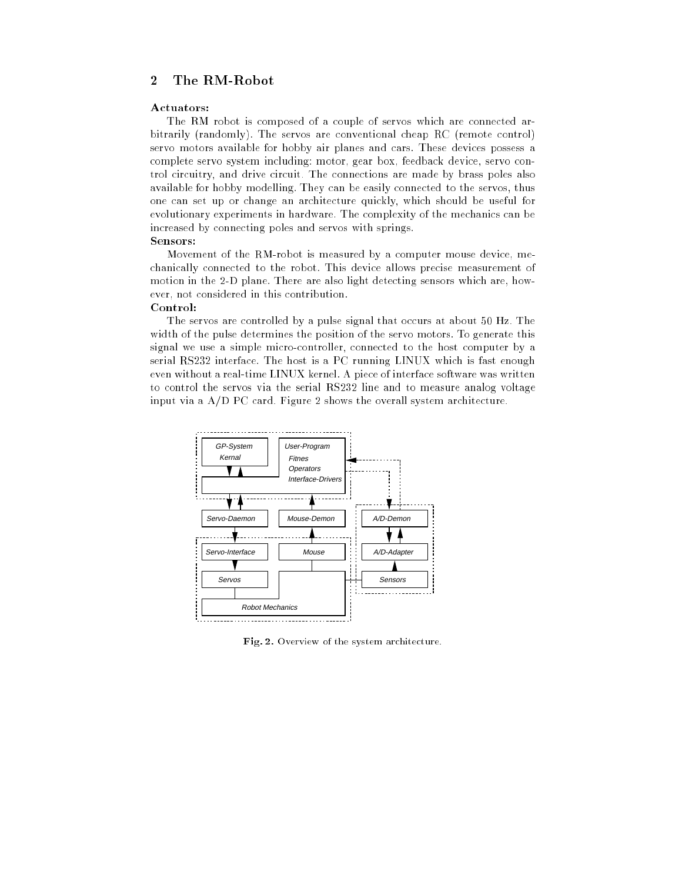## 2 The RM-Robot

**Actuators:**

The RM robot is composed of a couple of servos which are connected arbitrarily (randomly). The servos are conventional cheap RC (remote control) servo motors available for hobby air planes and cars. These devices possess a complete servo system including: motor, gear box, feedback device, servo control circuitry, and drive circuit. The connections are made by brass poles also available for hobby modelling. They can be easily connected to the servos, thus one can set up or change an architecture quickly, which should be useful for evolutionary experiments in hardware. The complexity of the mechanics can be increased by connecting poles and servos with springs.

**Sensors:**

Movement of the RM-robot is measured by a computer mouse device, mechanically connected to the robot. This device allows precise measurement of motion in the 2-D plane. There are also light detecting sensors which are, however, not considered in this contribution.

**Control:**

The servos are controlled by a pulse signal that occurs at about 50 Hz. The width of the pulse determines the position of the servo motors. To generate this signal we use a simple micro-controller, connected to the host computer by a serial RS232 interface. The host is a PC running LINUX which is fast enough even without a real-time LINUX kernel. A piece of interface software was written to control the servos via the serial RS232 line and to measure analog voltage input via a A/D PC card. Figure 2 shows the overall system architecture.

**Fig. 2.** Overview of the system architecture.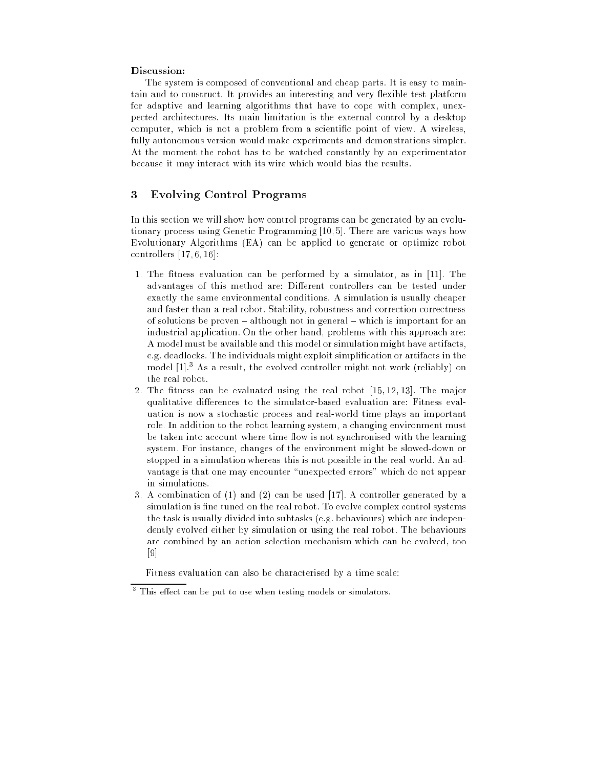**Discussion:**

The system is composed of conventional and cheap parts. It is easy to maintain and to construct. It provides an interesting and very flexible test platform for adaptive and learning algorithms that have to cope with complex, unexpected architectures. Its main limitation is the external control by a desktop computer, which is not a problem from a scientific point of view. A wireless, fully autonomous version would make experiments and demonstrations simpler. At the moment the robot has to be watched constantly by an experimentator because it may interact with its wire which would bias the results.

## 3 Evolving Control Programs

In this section we will show how control programs can be generated by an evolutionary process using Genetic Programming [10, 5]. There are various ways how Evolutionary Algorithms (EA) can be applied to generate or optimize robot controllers [17, 6, 16]:

1. The fitness evaluation can be performed by a simulator, as in [11]. The advantages of this method are: Different controllers can be tested under exactly the same environmental conditions. A simulation is usually cheaper and faster than a real robot. Stability, robustness and correction correctness of solutions be proven – although not in general – which is important for an industrial application. On the other hand, problems with this approach are: A model must be available and this model or simulation might have artifacts, e.g. deadlocks. The individuals might exploit simplification or artifacts in the model [1].[3] As a result, the evolved controller might not work (reliably) on the real robot.
2. The fitness can be evaluated using the real robot [15, 12, 13]. The major qualitative differences to the simulator-based evaluation are: Fitness evaluation is now a stochastic process and real-world time plays an important role. In addition to the robot learning system, a changing environment must be taken into account where time flow is not synchronised with the learning system. For instance, changes of the environment might be slowed-down or stopped in a simulation whereas this is not possible in the real world. An advantage is that one may encounter "unexpected errors" which do not appear in simulations.
3. A combination of (1) and (2) can be used [17]. A controller generated by a simulation is fine tuned on the real robot. To evolve complex control systems the task is usually divided into subtasks (e.g. behaviours) which are independently evolved either by simulation or using the real robot. The behaviours are combined by an action selection mechanism which can be evolved, too [9].

Fitness evaluation can also be characterised by a time scale:

[3] This effect can be put to use when testing models or simulators.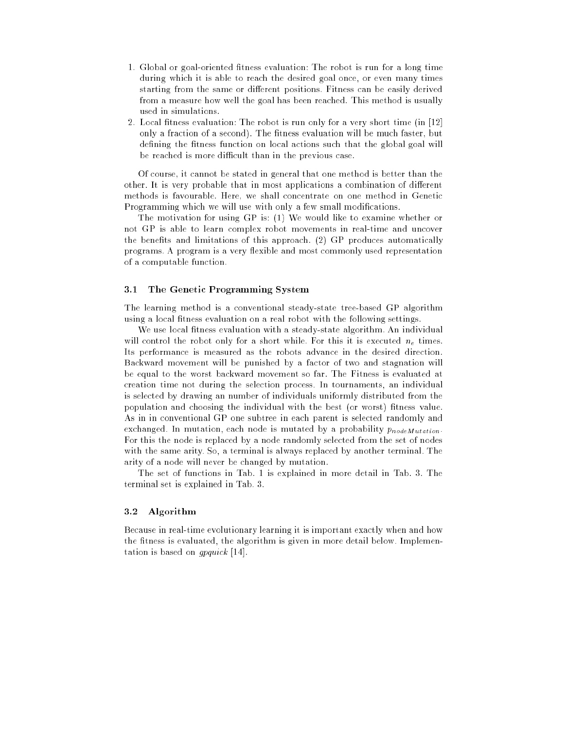1. Global or goal-oriented fitness evaluation: The robot is run for a long time during which it is able to reach the desired goal once, or even many times starting from the same or different positions. Fitness can be easily derived from a measure how well the goal has been reached. This method is usually used in simulations.
2. Local fitness evaluation: The robot is run only for a very short time (in [12] only a fraction of a second). The fitness evaluation will be much faster, but defining the fitness function on local actions such that the global goal will be reached is more difficult than in the previous case.

Of course, it cannot be stated in general that one method is better than the other. It is very probable that in most applications a combination of different methods is favourable. Here, we shall concentrate on one method in Genetic Programming which we will use with only a few small modifications.

The motivation for using GP is: (1) We would like to examine whether or not GP is able to learn complex robot movements in real-time and uncover the benefits and limitations of this approach. (2) GP produces automatically programs. A program is a very flexible and most commonly used representation of a computable function.

### 3.1 The Genetic Programming System

The learning method is a conventional steady-state tree-based GP algorithm using a local fitness evaluation on a real robot with the following settings.

We use local fitness evaluation with a steady-state algorithm. An individual will control the robot only for a short while. For this it is executed $n_e$ times. Its performance is measured as the robots advance in the desired direction. Backward movement will be punished by a factor of two and stagnation will be equal to the worst backward movement so far. The Fitness is evaluated at creation time not during the selection process. In tournaments, an individual is selected by drawing an number of individuals uniformly distributed from the population and choosing the individual with the best (or worst) fitness value. As in in conventional GP one subtree in each parent is selected randomly and exchanged. In mutation, each node is mutated by a probability $p_{nodeMutation}$. For this the node is replaced by a node randomly selected from the set of nodes with the same arity. So, a terminal is always replaced by another terminal. The arity of a node will never be changed by mutation.

The set of functions in Tab. 1 is explained in more detail in Tab. 3. The terminal set is explained in Tab. 3.

### 3.2 Algorithm

Because in real-time evolutionary learning it is important exactly when and how the fitness is evaluated, the algorithm is given in more detail below. Implementation is based on *gpquick* [14].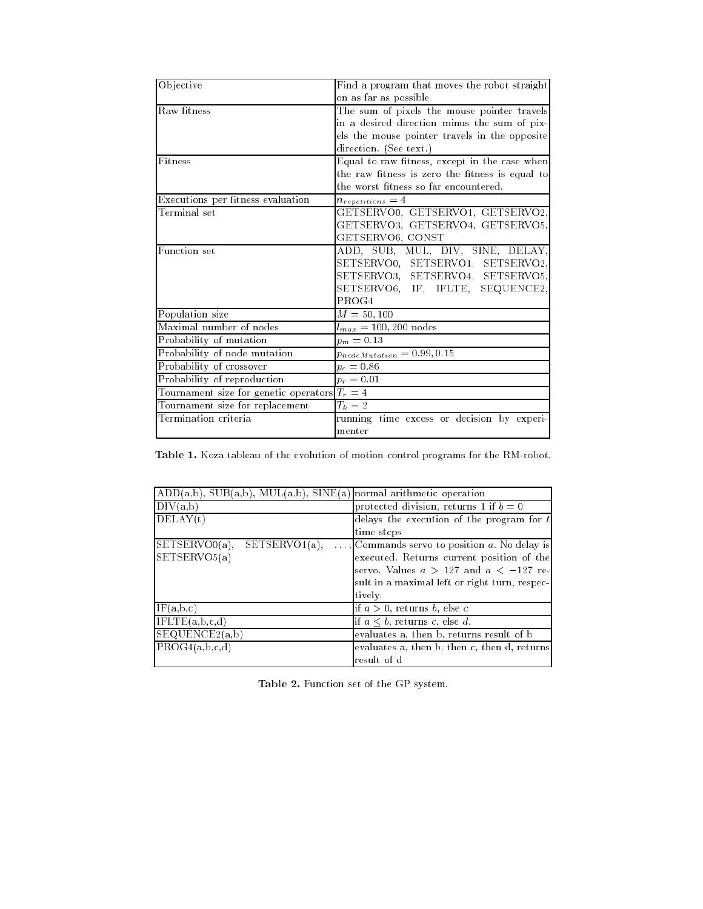| Objective | Find a program that moves the robot straight on as far as possible |
|---|---|
| Raw fitness | The sum of pixels the mouse pointer travels in a desired direction minus the sum of pixels the mouse pointer travels in the opposite direction. (See text.) |
| Fitness | Equal to raw fitness, except in the case when the raw fitness is zero the fitness is equal to the worst fitness so far encountered. |
| Executions per fitness evaluation | $n_{repetitions} = 4$ |
| Terminal set | GETSERVO0, GETSERVO1, GETSERVO2, GETSERVO3, GETSERVO4, GETSERVO5, GETSERVO6, CONST |
| Function set | ADD, SUB, MUL, DIV, SINE, DELAY, SETSERVO0, SETSERVO1, SETSERVO2, SETSERVO3, SETSERVO4, SETSERVO5, SETSERVO6, IF, IFLTE, SEQUENCE2, PROG4 |
| Population size | $M = 50, 100$ |
| Maximal number of nodes | $l_{max} = 100, 200$ nodes |
| Probability of mutation | $p_m = 0.13$ |
| Probability of node mutation | $p_{nodeMutation} = 0.99, 0.15$ |
| Probability of crossover | $p_c = 0.86$ |
| Probability of reproduction | $p_r = 0.01$ |
| Tournament size for genetic operators | $T_r = 4$ |
| Tournament size for replacement | $T_k = 2$ |
| Termination criteria | running time excess or decision by experimenter |

**Table 1.** Koza tableau of the evolution of motion control programs for the RM-robot.

| ADD(a,b), SUB(a,b), MUL(a,b), SINE(a) | normal arithmetic operation |
|---|---|
| DIV(a,b) | protected division, returns 1 if $b = 0$ |
| DELAY(t) | delays the execution of the program for $t$ time steps |
| SETSERVO0(a), SETSERVO1(a), ..., SETSERVO5(a) | Commands servo to position $a$. No delay is executed. Returns current position of the servo. Values $a > 127$ and $a < -127$ result in a maximal left or right turn, respectively. |
| IF(a,b,c) | if $a > 0$, returns $b$, else $c$ |
| IFLTE(a,b,c,d) | if $a \leq b$, returns $c$, else $d$. |
| SEQUENCE2(a,b) | evaluates a, then b, returns result of b |
| PROG4(a,b,c,d) | evaluates a, then b, then c, then d, returns result of d |

**Table 2.** Function set of the GP system.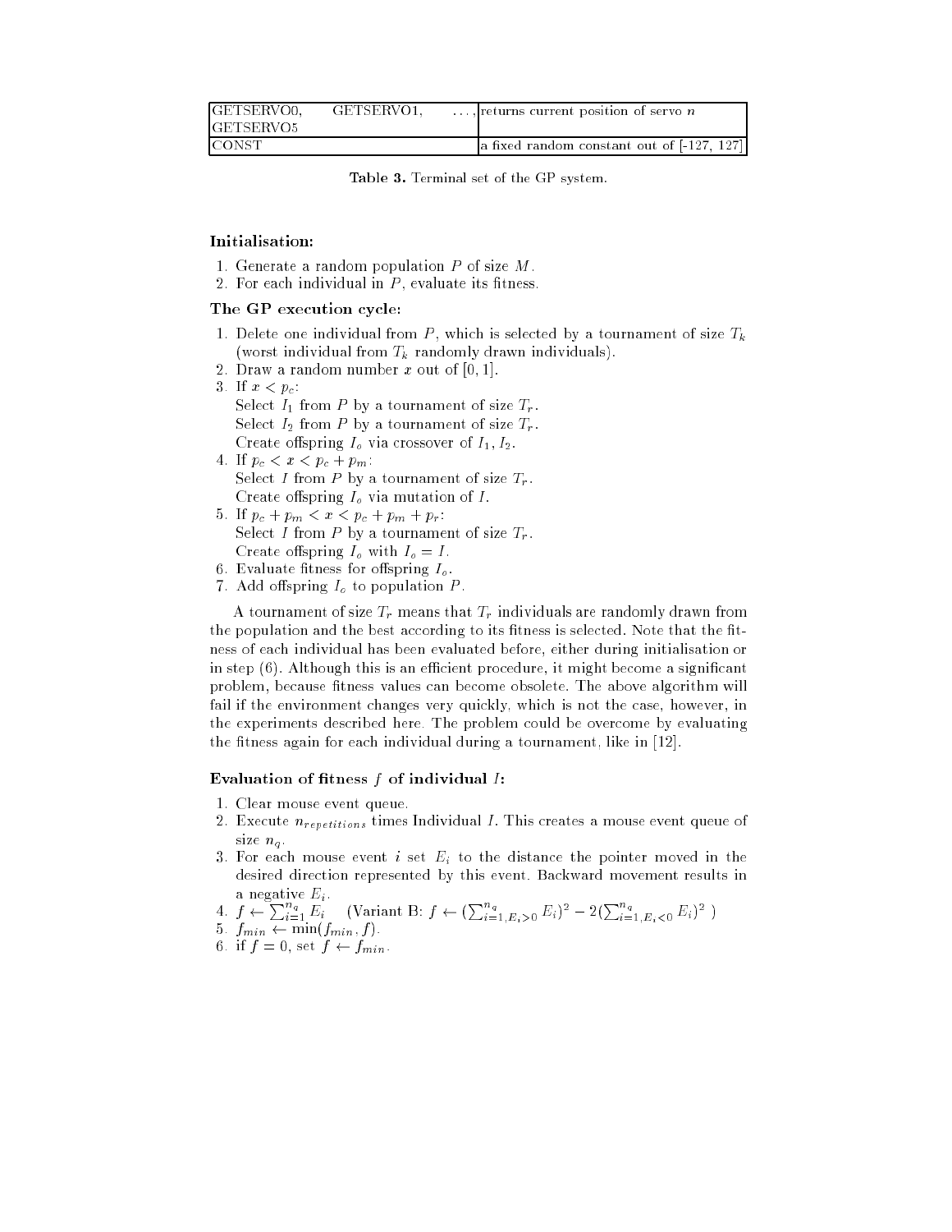| | |
|---|---|
| GETSERVO0, GETSERVO1, ..., GETSERVO5 | returns current position of servo $n$ |
| CONST | a fixed random constant out of [-127, 127] |

**Table 3.** Terminal set of the GP system.

### Initialisation:

1. Generate a random population $P$ of size $M$.
2. For each individual in $P$, evaluate its fitness.

### The GP execution cycle:

1. Delete one individual from $P$, which is selected by a tournament of size $T_k$ (worst individual from $T_k$ randomly drawn individuals).
2. Draw a random number $x$ out of $[0, 1]$.
3. If $x < p_c$:
   Select $I_1$ from $P$ by a tournament of size $T_r$.
   Select $I_2$ from $P$ by a tournament of size $T_r$.
   Create offspring $I_o$ via crossover of $I_1, I_2$.
4. If $p_c < x < p_c + p_m$:
   Select $I$ from $P$ by a tournament of size $T_r$.
   Create offspring $I_o$ via mutation of $I$.
5. If $p_c + p_m < x < p_c + p_m + p_r$:
   Select $I$ from $P$ by a tournament of size $T_r$.
   Create offspring $I_o$ with $I_o = I$.
6. Evaluate fitness for offspring $I_o$.
7. Add offspring $I_o$ to population $P$.

A tournament of size $T_r$ means that $T_r$ individuals are randomly drawn from the population and the best according to its fitness is selected. Note that the fitness of each individual has been evaluated before, either during initialisation or in step (6). Although this is an efficient procedure, it might become a significant problem, because fitness values can become obsolete. The above algorithm will fail if the environment changes very quickly, which is not the case, however, in the experiments described here. The problem could be overcome by evaluating the fitness again for each individual during a tournament, like in [12].

### Evaluation of fitness $f$ of individual $I$:

1. Clear mouse event queue.
2. Execute $n_{repetitions}$ times Individual $I$. This creates a mouse event queue of size $n_q$.
3. For each mouse event $i$ set $E_i$ to the distance the pointer moved in the desired direction represented by this event. Backward movement results in a negative $E_i$.
4. $f \leftarrow \sum_{i=1}^{n_q} E_i$ (Variant B: $f \leftarrow (\sum_{i=1, E_i > 0}^{n_q} E_i)^2 - 2(\sum_{i=1, E_i < 0}^{n_q} E_i)^2$ )
5. $f_{min} \leftarrow \min(f_{min}, f)$.
6. if $f = 0$, set $f \leftarrow f_{min}$.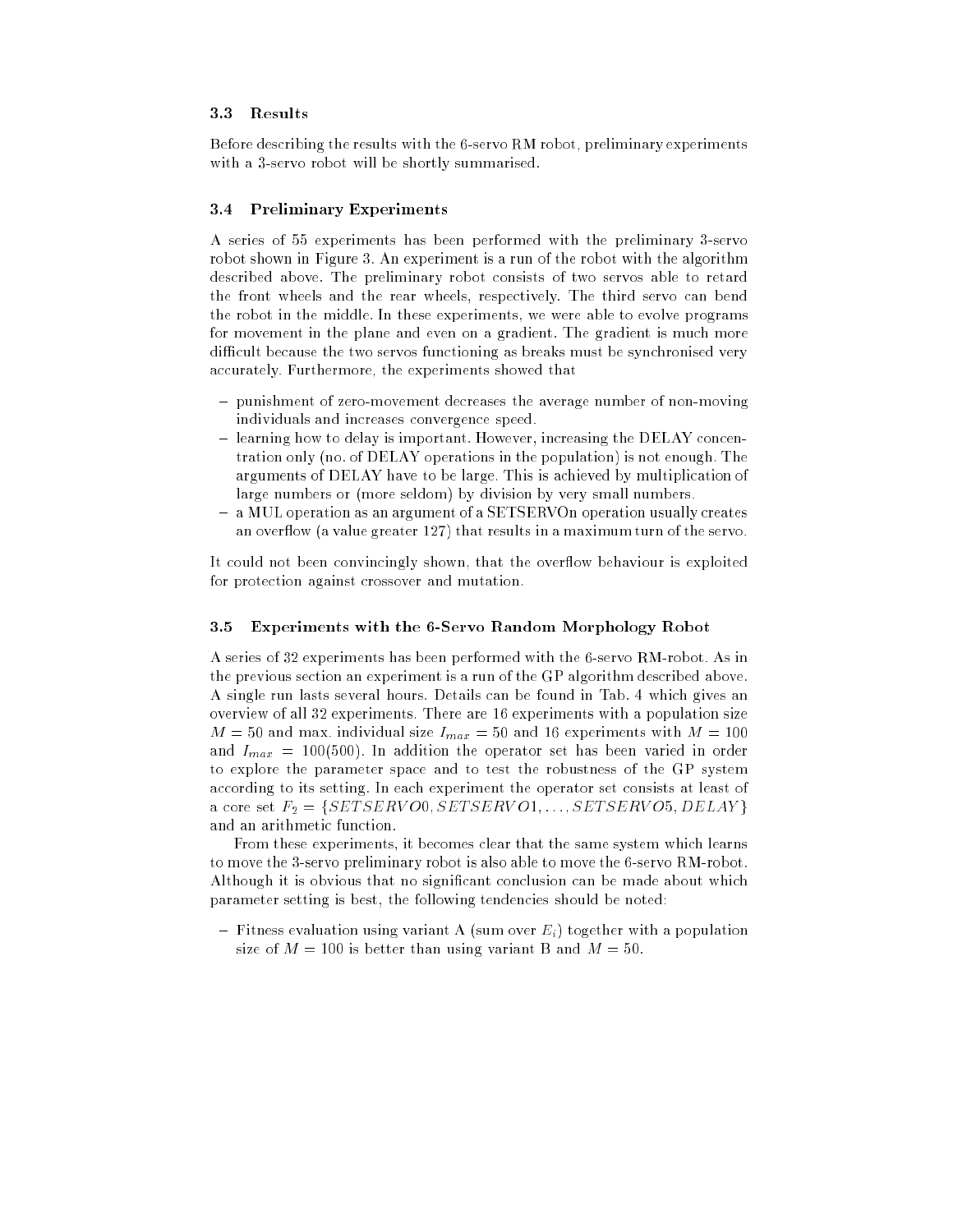### 3.3 Results

Before describing the results with the 6-servo RM robot, preliminary experiments with a 3-servo robot will be shortly summarised.

### 3.4 Preliminary Experiments

A series of 55 experiments has been performed with the preliminary 3-servo robot shown in Figure 3. An experiment is a run of the robot with the algorithm described above. The preliminary robot consists of two servos able to retard the front wheels and the rear wheels, respectively. The third servo can bend the robot in the middle. In these experiments, we were able to evolve programs for movement in the plane and even on a gradient. The gradient is much more difficult because the two servos functioning as breaks must be synchronised very accurately. Furthermore, the experiments showed that

- punishment of zero-movement decreases the average number of non-moving individuals and increases convergence speed.
- learning how to delay is important. However, increasing the DELAY concentration only (no. of DELAY operations in the population) is not enough. The arguments of DELAY have to be large. This is achieved by multiplication of large numbers or (more seldom) by division by very small numbers.
- a MUL operation as an argument of a SETSERVOn operation usually creates an overflow (a value greater 127) that results in a maximum turn of the servo.

It could not been convincingly shown, that the overflow behaviour is exploited for protection against crossover and mutation.

### 3.5 Experiments with the 6-Servo Random Morphology Robot

A series of 32 experiments has been performed with the 6-servo RM-robot. As in the previous section an experiment is a run of the GP algorithm described above. A single run lasts several hours. Details can be found in Tab. 4 which gives an overview of all 32 experiments. There are 16 experiments with a population size $M = 50$ and max. individual size $I_{max} = 50$ and 16 experiments with $M = 100$ and $I_{max} = 100(500)$. In addition the operator set has been varied in order to explore the parameter space and to test the robustness of the GP system according to its setting. In each experiment the operator set consists at least of a core set $F_2 = \{SETSERVO0, SETSERVO1, \ldots, SETSERVO5, DELAY\}$ and an arithmetic function.

From these experiments, it becomes clear that the same system which learns to move the 3-servo preliminary robot is also able to move the 6-servo RM-robot. Although it is obvious that no significant conclusion can be made about which parameter setting is best, the following tendencies should be noted:

- Fitness evaluation using variant A (sum over $E_i$) together with a population size of $M = 100$ is better than using variant B and $M = 50$.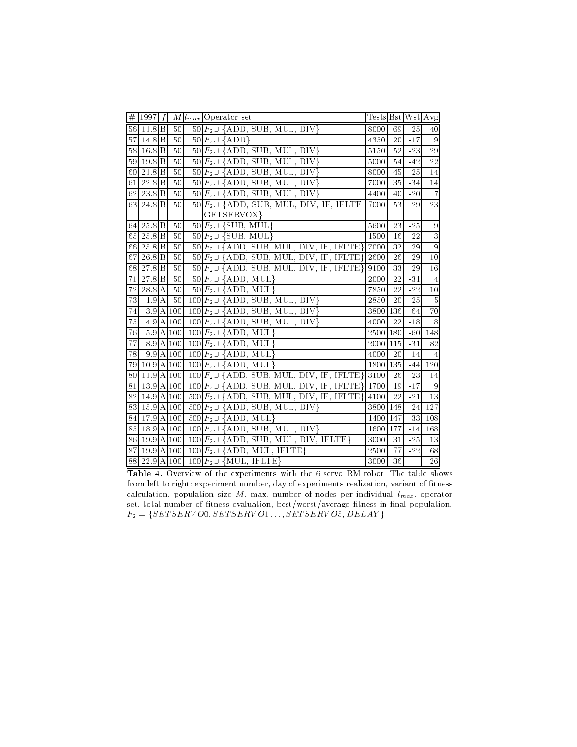| # | 1997 | f | M | $l_{max}$ | Operator set | Tests | Bst | Wst | Avg |
|---|---|---|---|---|---|---|---|---|---|
| 56 | 11.8 | B | 50 | 50 | $F_2\cup$ {ADD, SUB, MUL, DIV} | 8000 | 69 | -25 | 40 |
| 57 | 14.8 | B | 50 | 50 | $F_2\cup$ {ADD} | 4350 | 20 | -17 | 9 |
| 58 | 16.8 | B | 50 | 50 | $F_2\cup$ {ADD, SUB, MUL, DIV} | 5150 | 52 | -23 | 29 |
| 59 | 19.8 | B | 50 | 50 | $F_2\cup$ {ADD, SUB, MUL, DIV} | 5000 | 54 | -42 | 22 |
| 60 | 21.8 | B | 50 | 50 | $F_2\cup$ {ADD, SUB, MUL, DIV} | 8000 | 45 | -25 | 14 |
| 61 | 22.8 | B | 50 | 50 | $F_2\cup$ {ADD, SUB, MUL, DIV} | 7000 | 35 | -34 | 14 |
| 62 | 23.8 | B | 50 | 50 | $F_2\cup$ {ADD, SUB, MUL, DIV} | 4400 | 40 | -20 | 7 |
| 63 | 24.8 | B | 50 | 50 | $F_2\cup$ {ADD, SUB, MUL, DIV, IF, IFLTE, GETSERVOX} | 7000 | 53 | -29 | 23 |
| 64 | 25.8 | B | 50 | 50 | $F_2\cup$ {SUB, MUL} | 5600 | 23 | -25 | 9 |
| 65 | 25.8 | B | 50 | 50 | $F_2\cup$ {SUB, MUL} | 1500 | 16 | -22 | 3 |
| 66 | 25.8 | B | 50 | 50 | $F_2\cup$ {ADD, SUB, MUL, DIV, IF, IFLTE} | 7000 | 32 | -29 | 9 |
| 67 | 26.8 | B | 50 | 50 | $F_2\cup$ {ADD, SUB, MUL, DIV, IF, IFLTE} | 2600 | 26 | -29 | 10 |
| 68 | 27.8 | B | 50 | 50 | $F_2\cup$ {ADD, SUB, MUL, DIV, IF, IFLTE} | 9100 | 33 | -29 | 16 |
| 71 | 27.8 | B | 50 | 50 | $F_2\cup$ {ADD, MUL} | 2000 | 22 | -31 | 4 |
| 72 | 28.8 | A | 50 | 50 | $F_2\cup$ {ADD, MUL} | 7850 | 22 | -22 | 10 |
| 73 | 1.9 | A | 50 | 100 | $F_2\cup$ {ADD, SUB, MUL, DIV} | 2850 | 20 | -25 | 5 |
| 74 | 3.9 | A | 100 | 100 | $F_2\cup$ {ADD, SUB, MUL, DIV} | 3800 | 136 | -64 | 70 |
| 75 | 4.9 | A | 100 | 100 | $F_2\cup$ {ADD, SUB, MUL, DIV} | 4000 | 22 | -18 | 8 |
| 76 | 5.9 | A | 100 | 100 | $F_2\cup$ {ADD, MUL} | 2500 | 180 | -60 | 148 |
| 77 | 8.9 | A | 100 | 100 | $F_2\cup$ {ADD, MUL} | 2000 | 115 | -31 | 82 |
| 78 | 9.9 | A | 100 | 100 | $F_2\cup$ {ADD, MUL} | 4000 | 20 | -14 | 4 |
| 79 | 10.9 | A | 100 | 100 | $F_2\cup$ {ADD, MUL} | 1800 | 135 | -44 | 120 |
| 80 | 11.9 | A | 100 | 100 | $F_2\cup$ {ADD, SUB, MUL, DIV, IF, IFLTE} | 3100 | 26 | -23 | 14 |
| 81 | 13.9 | A | 100 | 100 | $F_2\cup$ {ADD, SUB, MUL, DIV, IF, IFLTE} | 1700 | 19 | -17 | 9 |
| 82 | 14.9 | A | 100 | 500 | $F_2\cup$ {ADD, SUB, MUL, DIV, IF, IFLTE} | 4100 | 22 | -21 | 13 |
| 83 | 15.9 | A | 100 | 500 | $F_2\cup$ {ADD, SUB, MUL, DIV} | 3800 | 148 | -24 | 127 |
| 84 | 17.9 | A | 100 | 500 | $F_2\cup$ {ADD, MUL} | 1400 | 147 | -33 | 108 |
| 85 | 18.9 | A | 100 | 100 | $F_2\cup$ {ADD, SUB, MUL, DIV} | 1600 | 177 | -14 | 168 |
| 86 | 19.9 | A | 100 | 100 | $F_2\cup$ {ADD, SUB, MUL, DIV, IFLTE} | 3000 | 31 | -25 | 13 |
| 87 | 19.9 | A | 100 | 100 | $F_2\cup$ {ADD, MUL, IFLTE} | 2500 | 77 | -22 | 68 |
| 88 | 22.9 | A | 100 | 100 | $F_2\cup$ {MUL, IFLTE} | 3000 | 36 | | 26 |

**Table 4.** Overview of the experiments with the 6-servo RM-robot. The table shows from left to right: experiment number, day of experiments realization, variant of fitness calculation, population size $M$, max. number of nodes per individual $l_{max}$, operator set, total number of fitness evaluation, best/worst/average fitness in final population. $F_2 = \{SETSERVO0, SETSERVO1 \ldots, SETSERVO5, DELAY\}$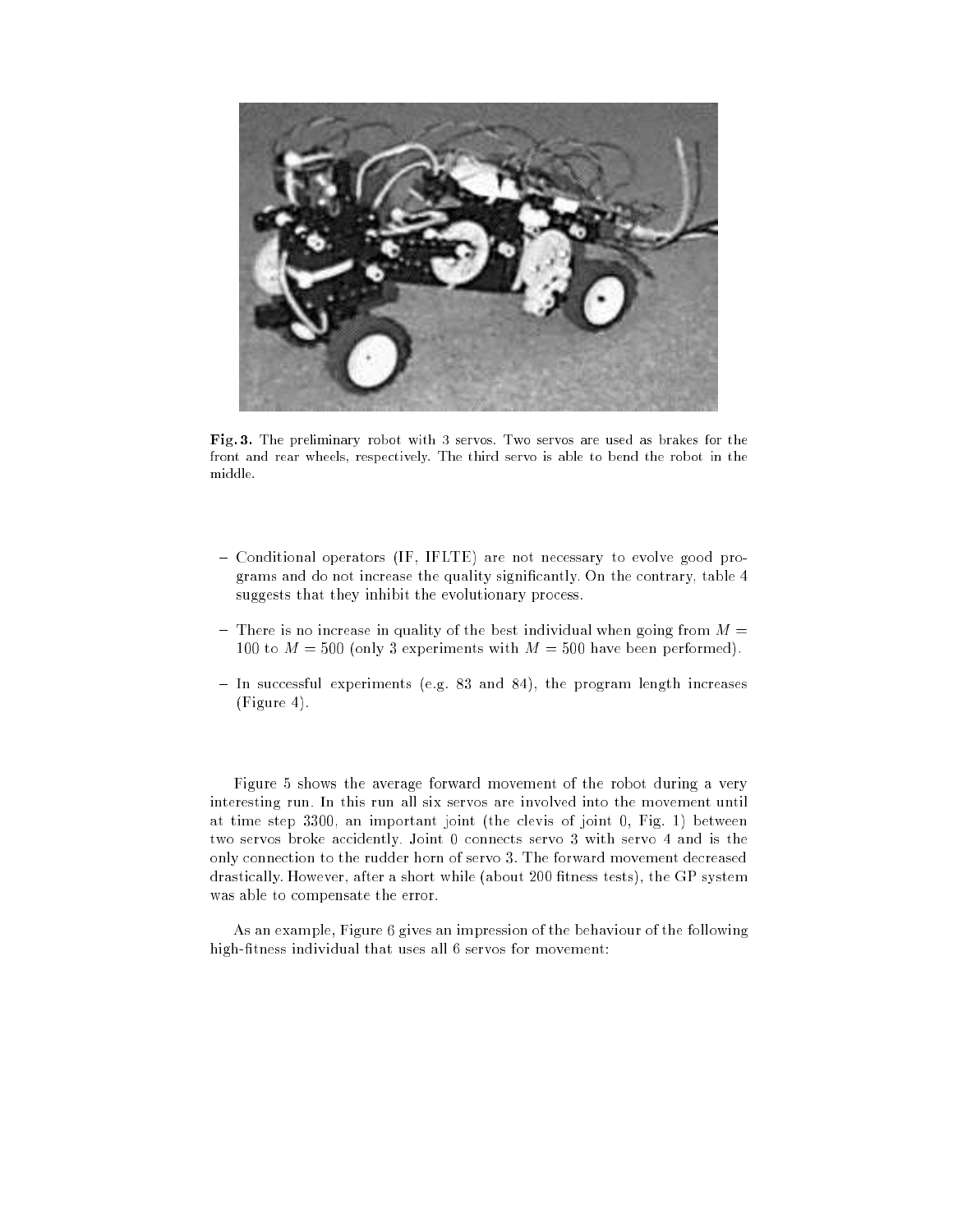**Fig. 3.** The preliminary robot with 3 servos. Two servos are used as brakes for the front and rear wheels, respectively. The third servo is able to bend the robot in the middle.

- Conditional operators (IF, IFLTE) are not necessary to evolve good programs and do not increase the quality significantly. On the contrary, table 4 suggests that they inhibit the evolutionary process.
- There is no increase in quality of the best individual when going from $M = 100$ to $M = 500$ (only 3 experiments with $M = 500$ have been performed).
- In successful experiments (e.g. 83 and 84), the program length increases (Figure 4).

Figure 5 shows the average forward movement of the robot during a very interesting run. In this run all six servos are involved into the movement until at time step 3300, an important joint (the clevis of joint 0, Fig. 1) between two servos broke accidently. Joint 0 connects servo 3 with servo 4 and is the only connection to the rudder horn of servo 3. The forward movement decreased drastically. However, after a short while (about 200 fitness tests), the GP system was able to compensate the error.

As an example, Figure 6 gives an impression of the behaviour of the following high-fitness individual that uses all 6 servos for movement: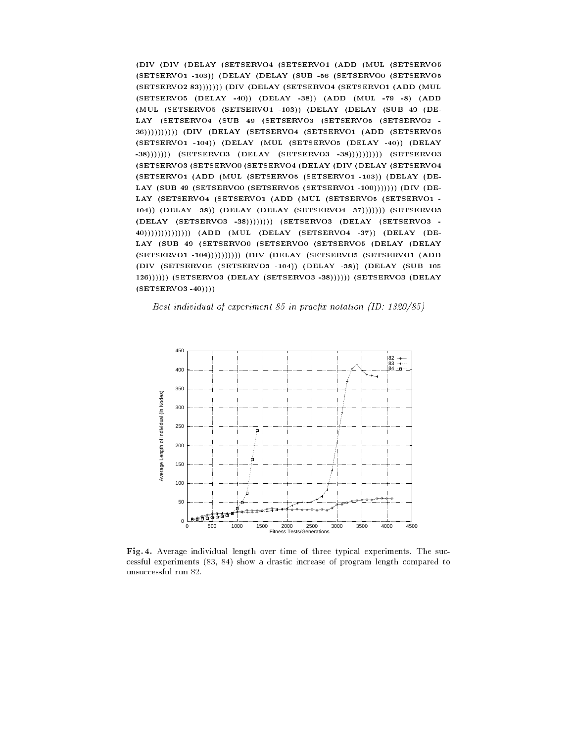```
(DIV (DIV (DELAY (SETSERVO4 (SETSERVO1 (ADD (MUL (SETSERVO5
(SETSERVO1 -103)) (DELAY (DELAY (SUB -56 (SETSERVO0 (SETSERVO5
(SETSERVO2 83))))))) (DIV (DELAY (SETSERVO4 (SETSERVO1 (ADD (MUL
(SETSERVO5 (DELAY -40)) (DELAY -38)) (ADD (MUL -79 -8) (ADD
(MUL (SETSERVO5 (SETSERVO1 -103)) (DELAY (DELAY (SUB 49 (DE-
LAY (SETSERVO4 (SUB 49 (SETSERVO3 (SETSERVO5 (SETSERVO2 -
36)))))))))) (DIV (DELAY (SETSERVO4 (SETSERVO1 (ADD (SETSERVO5
(SETSERVO1 -104)) (DELAY (MUL (SETSERVO5 (DELAY -40)) (DELAY
-38))))))) (SETSERVO3 (DELAY (SETSERVO3 -38)))))))))) (SETSERVO3
(SETSERVO3 (SETSERVO0 (SETSERVO4 (DELAY (DIV (DELAY (SETSERVO4
(SETSERVO1 (ADD (MUL (SETSERVO5 (SETSERVO1 -103)) (DELAY (DE-
LAY (SUB 49 (SETSERVO0 (SETSERVO5 (SETSERVO1 -100))))))) (DIV (DE-
LAY (SETSERVO4 (SETSERVO1 (ADD (MUL (SETSERVO5 (SETSERVO1 -
104)) (DELAY -38)) (DELAY (DELAY (SETSERVO4 -37))))))) (SETSERVO3
(DELAY (SETSERVO3 -38)))))))) (SETSERVO3 (DELAY (SETSERVO3 -
40))))))))))))))) (ADD (MUL (DELAY (SETSERVO4 -37)) (DELAY (DE-
LAY (SUB 49 (SETSERVO0 (SETSERVO0 (SETSERVO5 (DELAY (DELAY
(SETSERVO1 -104)))))))))) (DIV (DELAY (SETSERVO5 (SETSERVO1 (ADD
(DIV (SETSERVO5 (SETSERVO3 -104)) (DELAY -38)) (DELAY (SUB 105
126)))))) (SETSERVO3 (DELAY (SETSERVO3 -38)))))) (SETSERVO3 (DELAY
(SETSERVO3 -40))))
```

*Best individual of experiment 85 in praefix notation (ID: 1320/85)*

**Fig. 4.** Average individual length over time of three typical experiments. The successful experiments (83, 84) show a drastic increase of program length compared to unsuccessful run 82.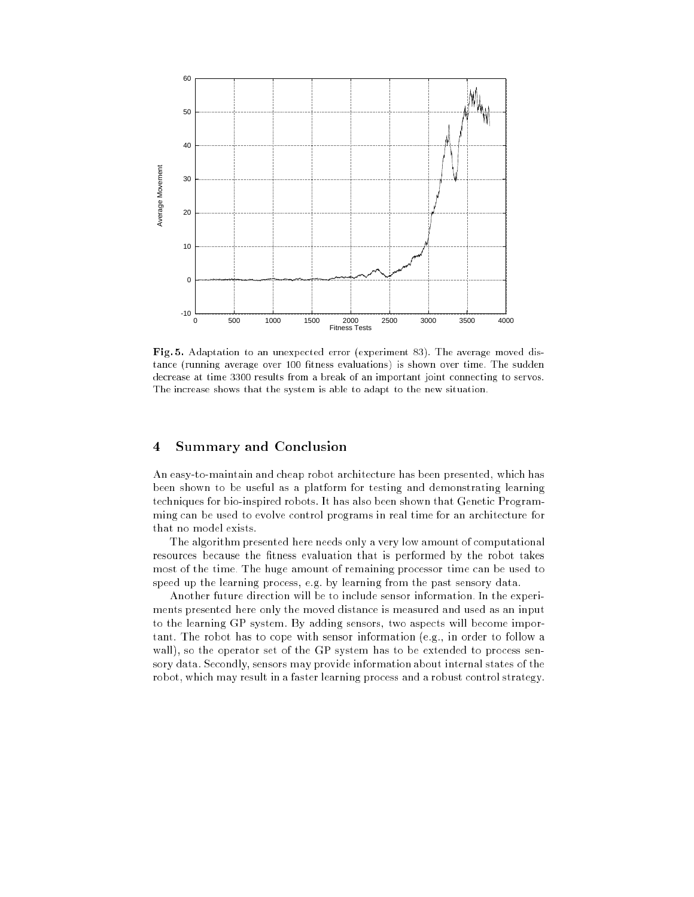**Fig. 5.** Adaptation to an unexpected error (experiment 83). The average moved distance (running average over 100 fitness evaluations) is shown over time. The sudden decrease at time 3300 results from a break of an important joint connecting to servos. The increase shows that the system is able to adapt to the new situation.

## 4 Summary and Conclusion

An easy-to-maintain and cheap robot architecture has been presented, which has been shown to be useful as a platform for testing and demonstrating learning techniques for bio-inspired robots. It has also been shown that Genetic Programming can be used to evolve control programs in real time for an architecture for that no model exists.

The algorithm presented here needs only a very low amount of computational resources because the fitness evaluation that is performed by the robot takes most of the time. The huge amount of remaining processor time can be used to speed up the learning process, e.g. by learning from the past sensory data.

Another future direction will be to include sensor information. In the experiments presented here only the moved distance is measured and used as an input to the learning GP system. By adding sensors, two aspects will become important. The robot has to cope with sensor information (e.g., in order to follow a wall), so the operator set of the GP system has to be extended to process sensory data. Secondly, sensors may provide information about internal states of the robot, which may result in a faster learning process and a robust control strategy.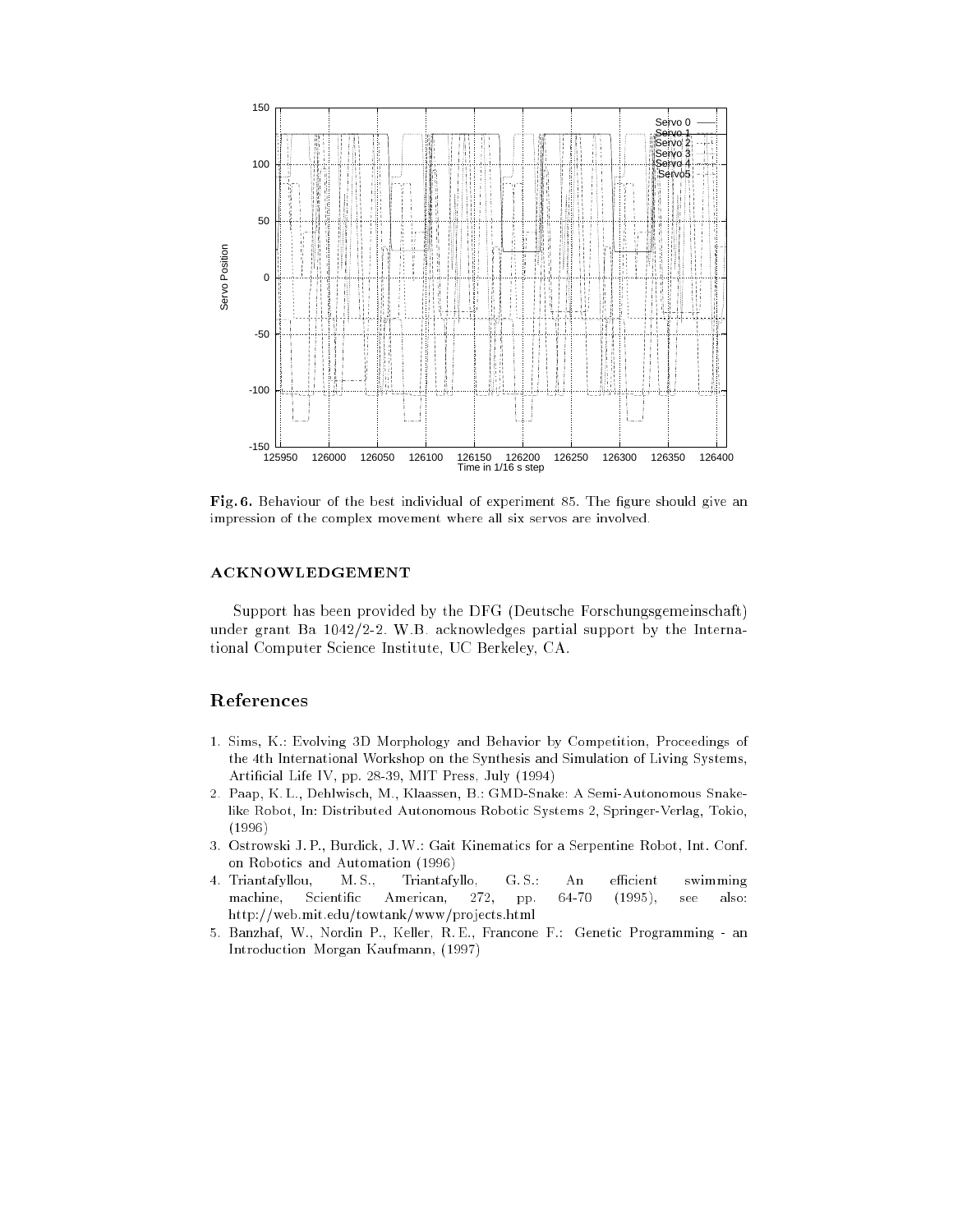**Fig. 6.** Behaviour of the best individual of experiment 85. The figure should give an impression of the complex movement where all six servos are involved.

### ACKNOWLEDGEMENT

Support has been provided by the DFG (Deutsche Forschungsgemeinschaft) under grant Ba 1042/2-2. W.B. acknowledges partial support by the International Computer Science Institute, UC Berkeley, CA.

## References

1. Sims, K.: Evolving 3D Morphology and Behavior by Competition, Proceedings of the 4th International Workshop on the Synthesis and Simulation of Living Systems, Artificial Life IV, pp. 28-39, MIT Press, July (1994)
2. Paap, K. L., Dehlwisch, M., Klaassen, B.: GMD-Snake: A Semi-Autonomous Snake-like Robot, In: Distributed Autonomous Robotic Systems 2, Springer-Verlag, Tokio, (1996)
3. Ostrowski J. P., Burdick, J. W.: Gait Kinematics for a Serpentine Robot, Int. Conf. on Robotics and Automation (1996)
4. Triantafyllou, M. S., Triantafyllo, G. S.: An efficient swimming machine, Scientific American, 272, pp. 64-70 (1995), see also: http://web.mit.edu/towtank/www/projects.html
5. Banzhaf, W., Nordin P., Keller, R. E., Francone F.: Genetic Programming - an Introduction Morgan Kaufmann, (1997)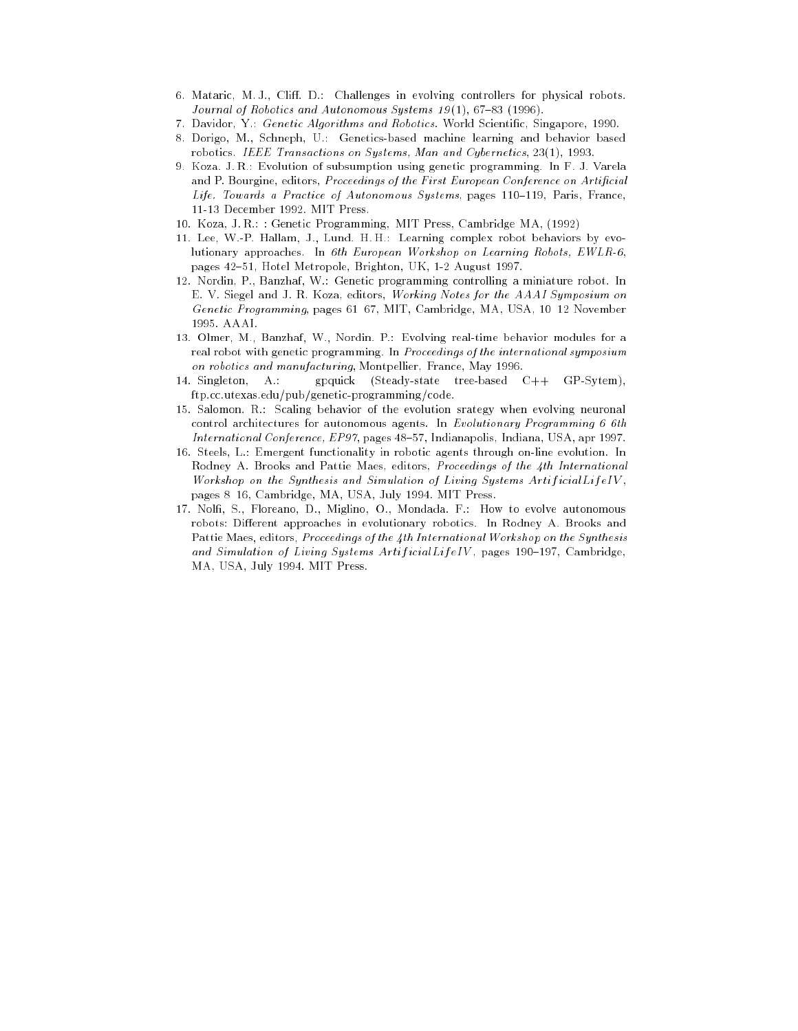6. Mataric, M. J., Cliff. D.: Challenges in evolving controllers for physical robots. *Journal of Robotics and Autonomous Systems 19*(1), 67–83 (1996).
7. Davidor, Y.: *Genetic Algorithms and Robotics*. World Scientific, Singapore, 1990.
8. Dorigo, M., Schneph, U.: Genetics-based machine learning and behavior based robotics. *IEEE Transactions on Systems, Man and Cybernetics*, 23(1), 1993.
9. Koza. J. R.: Evolution of subsumption using genetic programming. In F. J. Varela and P. Bourgine, editors, *Proceedings of the First European Conference on Artificial Life. Towards a Practice of Autonomous Systems*, pages 110–119, Paris, France, 11-13 December 1992. MIT Press.
10. Koza, J. R.: : Genetic Programming, MIT Press, Cambridge MA, (1992)
11. Lee, W.-P. Hallam, J., Lund. H. H.: Learning complex robot behaviors by evolutionary approaches. In *6th European Workshop on Learning Robots, EWLR-6*, pages 42–51, Hotel Metropole, Brighton, UK, 1-2 August 1997.
12. Nordin, P., Banzhaf, W.: Genetic programming controlling a miniature robot. In E. V. Siegel and J. R. Koza, editors, *Working Notes for the AAAI Symposium on Genetic Programming*, pages 61 67, MIT, Cambridge, MA, USA, 10 12 November 1995. AAAI.
13. Olmer, M., Banzhaf, W., Nordin. P.: Evolving real-time behavior modules for a real robot with genetic programming. In *Proceedings of the international symposium on robotics and manufacturing*, Montpellier, France, May 1996.
14. Singleton, A.: gpquick (Steady-state tree-based C++ GP-Sytem), ftp.cc.utexas.edu/pub/genetic-programming/code.
15. Salomon. R.: Scaling behavior of the evolution srategy when evolving neuronal control architectures for autonomous agents. In *Evolutionary Programming 6 6th International Conference, EP97*, pages 48–57, Indianapolis, Indiana, USA, apr 1997.
16. Steels, L.: Emergent functionality in robotic agents through on-line evolution. In Rodney A. Brooks and Pattie Maes, editors, *Proceedings of the 4th International Workshop on the Synthesis and Simulation of Living Systems ArtificialLifeIV*, pages 8 16, Cambridge, MA, USA, July 1994. MIT Press.
17. Nolfi, S., Floreano, D., Miglino, O., Mondada. F.: How to evolve autonomous robots: Different approaches in evolutionary robotics. In Rodney A. Brooks and Pattie Maes, editors, *Proceedings of the 4th International Workshop on the Synthesis and Simulation of Living Systems ArtificialLifeIV*, pages 190–197, Cambridge, MA, USA, July 1994. MIT Press.